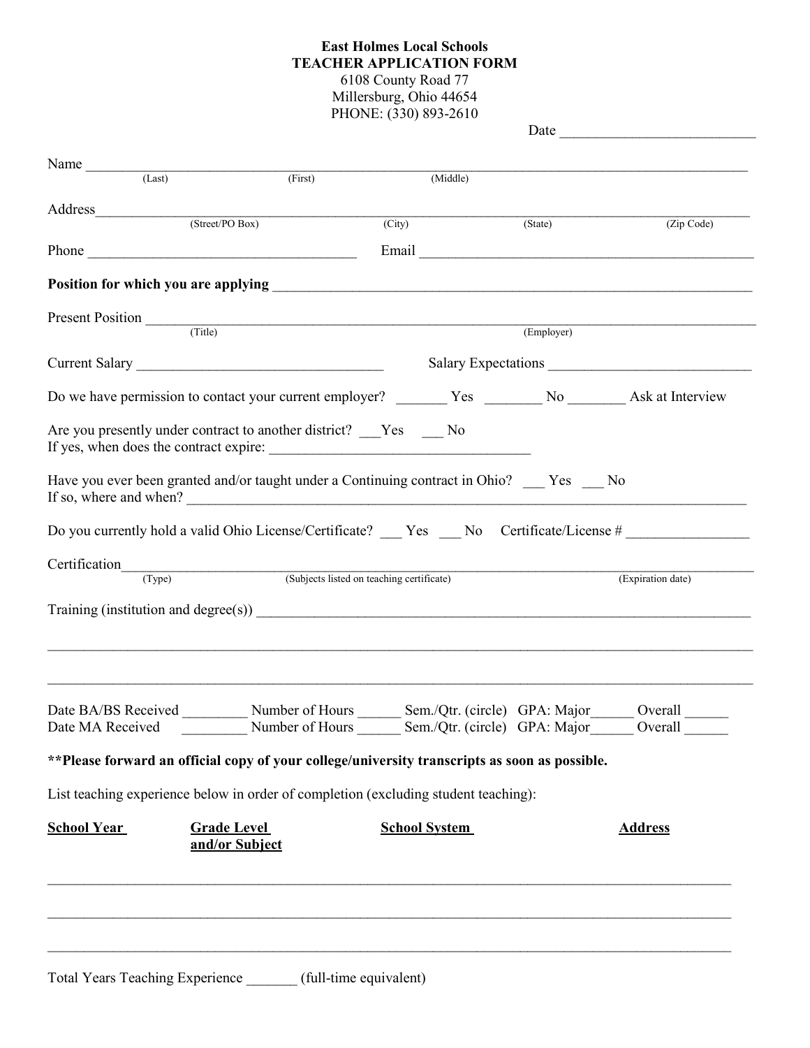**East Holmes Local Schools**
**TEACHER APPLICATION FORM**
6108 County Road 77
Millersburg, Ohio 44654
PHONE: (330) 893-2610

Date ___________________________

Name ________________________________________________________________________________
(Last) (First) (Middle)

Address_______________________________________________________________________________
(Street/PO Box) (City) (State) (Zip Code)

Phone _____________________________________ Email ______________________________________________

**Position for which you are applying** _______________________________________________________________

Present Position ______________________________________________________________________________
(Title) (Employer)

Current Salary __________________________________ Salary Expectations ____________________________

Do we have permission to contact your current employer? _______ Yes ________ No ________ Ask at Interview

Are you presently under contract to another district? ___Yes ___ No
If yes, when does the contract expire: ___________________________________

Have you ever been granted and/or taught under a Continuing contract in Ohio? ___ Yes ___ No
If so, where and when? _______________________________________________________________________

Do you currently hold a valid Ohio License/Certificate? ___ Yes ___ No Certificate/License # ________________

Certification___________________________________________________________________________________
(Type) (Subjects listed on teaching certificate) (Expiration date)

Training (institution and degree(s)) _____________________________________________________________

_______________________________________________________________________________________________

_______________________________________________________________________________________________

Date BA/BS Received _________ Number of Hours ______ Sem./Qtr. (circle) GPA: Major______ Overall ______
Date MA Received _________ Number of Hours ______ Sem./Qtr. (circle) GPA: Major______ Overall ______

**\*\*Please forward an official copy of your college/university transcripts as soon as possible.**

List teaching experience below in order of completion (excluding student teaching):

| **School Year** | **Grade Level and/or Subject** | **School System** | **Address** |
|---|---|---|---|
| | | | |
| | | | |
| | | | |

Total Years Teaching Experience _______ (full-time equivalent)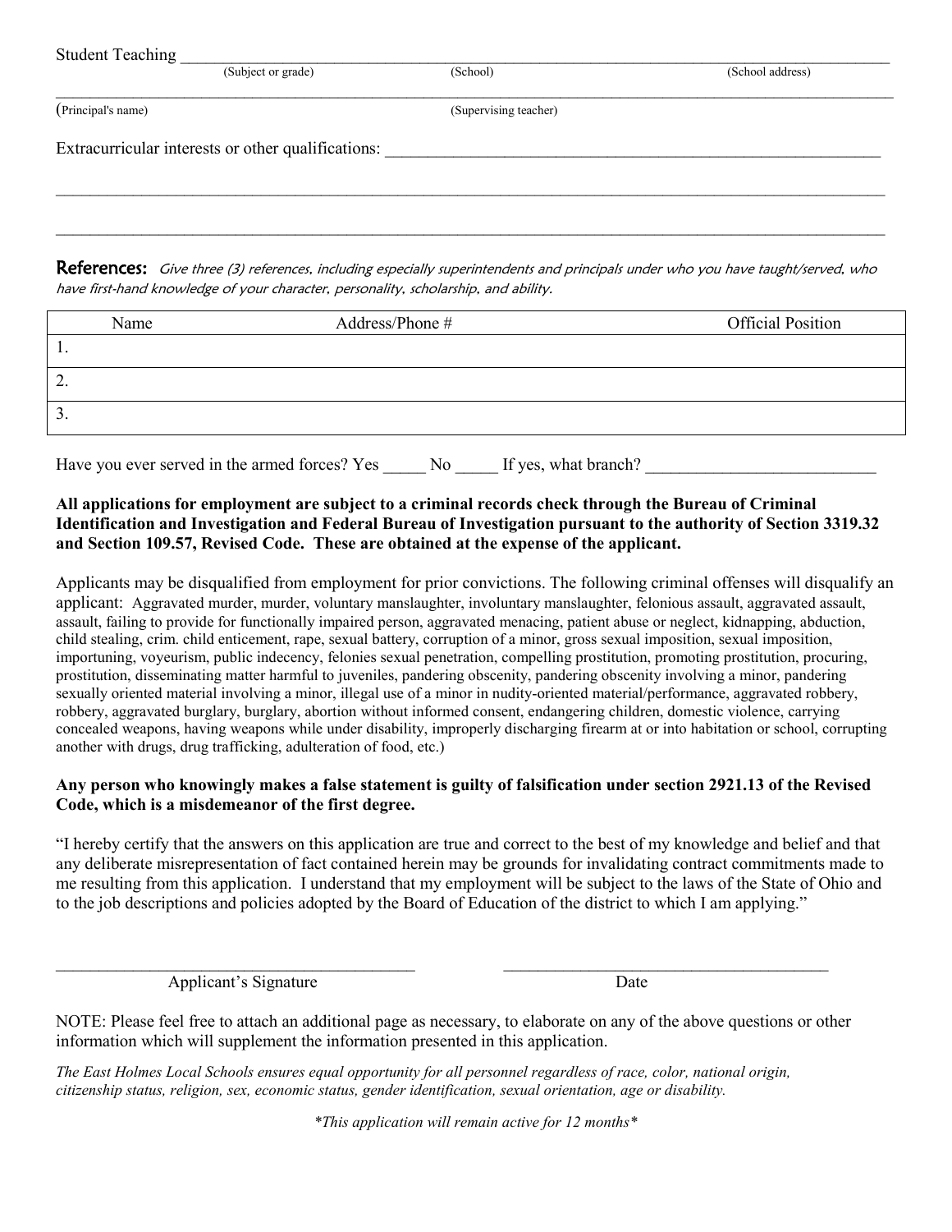Student Teaching ___________________________________________________________________________

(Subject or grade) (School) (School address)

___________________________________________________________________________

(Principal's name) (Supervising teacher)

Extracurricular interests or other qualifications: ___________________________________________

___________________________________________________________________________

___________________________________________________________________________

**References:** *Give three (3) references, including especially superintendents and principals under who you have taught/served, who have first-hand knowledge of your character, personality, scholarship, and ability.*

| Name | Address/Phone # | Official Position |
|---|---|---|
| 1. | | |
| 2. | | |
| 3. | | |

Have you ever served in the armed forces? Yes _____ No _____ If yes, what branch? ___________________________

**All applications for employment are subject to a criminal records check through the Bureau of Criminal Identification and Investigation and Federal Bureau of Investigation pursuant to the authority of Section 3319.32 and Section 109.57, Revised Code. These are obtained at the expense of the applicant.**

Applicants may be disqualified from employment for prior convictions. The following criminal offenses will disqualify an applicant: Aggravated murder, murder, voluntary manslaughter, involuntary manslaughter, felonious assault, aggravated assault, assault, failing to provide for functionally impaired person, aggravated menacing, patient abuse or neglect, kidnapping, abduction, child stealing, crim. child enticement, rape, sexual battery, corruption of a minor, gross sexual imposition, sexual imposition, importuning, voyeurism, public indecency, felonies sexual penetration, compelling prostitution, promoting prostitution, procuring, prostitution, disseminating matter harmful to juveniles, pandering obscenity, pandering obscenity involving a minor, pandering sexually oriented material involving a minor, illegal use of a minor in nudity-oriented material/performance, aggravated robbery, robbery, aggravated burglary, burglary, abortion without informed consent, endangering children, domestic violence, carrying concealed weapons, having weapons while under disability, improperly discharging firearm at or into habitation or school, corrupting another with drugs, drug trafficking, adulteration of food, etc.)

**Any person who knowingly makes a false statement is guilty of falsification under section 2921.13 of the Revised Code, which is a misdemeanor of the first degree.**

"I hereby certify that the answers on this application are true and correct to the best of my knowledge and belief and that any deliberate misrepresentation of fact contained herein may be grounds for invalidating contract commitments made to me resulting from this application. I understand that my employment will be subject to the laws of the State of Ohio and to the job descriptions and policies adopted by the Board of Education of the district to which I am applying."

_________________________________________ _________________________________________

Applicant's Signature Date

NOTE: Please feel free to attach an additional page as necessary, to elaborate on any of the above questions or other information which will supplement the information presented in this application.

*The East Holmes Local Schools ensures equal opportunity for all personnel regardless of race, color, national origin, citizenship status, religion, sex, economic status, gender identification, sexual orientation, age or disability.*

*\*This application will remain active for 12 months\**